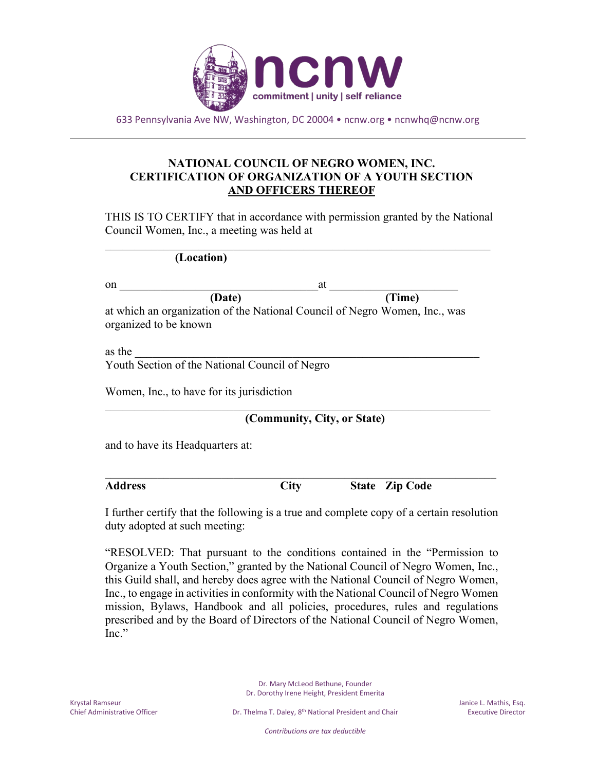633 Pennsylvania Ave NW, Washington, DC 20004 • ncnw.org • ncnwhq@ncnw.org

**NATIONAL COUNCIL OF NEGRO WOMEN, INC.**
**CERTIFICATION OF ORGANIZATION OF A YOUTH SECTION**
**AND OFFICERS THEREOF**

THIS IS TO CERTIFY that in accordance with permission granted by the National Council Women, Inc., a meeting was held at

\_\_\_\_\_\_\_\_\_\_\_\_\_\_\_\_\_\_\_\_\_\_\_\_\_\_\_\_\_\_\_\_\_\_\_\_\_\_\_\_\_\_\_\_\_\_\_\_\_\_\_\_\_\_\_\_\_\_\_\_
**(Location)**

on \_\_\_\_\_\_\_\_\_\_\_\_\_\_\_\_\_\_\_\_\_\_\_\_\_\_\_\_\_\_ at \_\_\_\_\_\_\_\_\_\_\_\_\_\_\_\_\_\_\_\_
**(Date)** **(Time)**

at which an organization of the National Council of Negro Women, Inc., was organized to be known

as the \_\_\_\_\_\_\_\_\_\_\_\_\_\_\_\_\_\_\_\_\_\_\_\_\_\_\_\_\_\_\_\_\_\_\_\_\_\_\_\_\_\_\_\_\_\_\_\_\_\_\_\_\_\_
Youth Section of the National Council of Negro

Women, Inc., to have for its jurisdiction

\_\_\_\_\_\_\_\_\_\_\_\_\_\_\_\_\_\_\_\_\_\_\_\_\_\_\_\_\_\_\_\_\_\_\_\_\_\_\_\_\_\_\_\_\_\_\_\_\_\_\_\_\_\_\_\_\_\_\_\_
**(Community, City, or State)**

and to have its Headquarters at:

\_\_\_\_\_\_\_\_\_\_\_\_\_\_\_\_\_\_\_\_\_\_\_\_\_\_\_\_\_\_\_\_\_\_\_\_\_\_\_\_\_\_\_\_\_\_\_\_\_\_\_\_\_\_\_\_\_\_\_\_
**Address** **City** **State** **Zip Code**

I further certify that the following is a true and complete copy of a certain resolution duty adopted at such meeting:

"RESOLVED: That pursuant to the conditions contained in the "Permission to Organize a Youth Section," granted by the National Council of Negro Women, Inc., this Guild shall, and hereby does agree with the National Council of Negro Women, Inc., to engage in activities in conformity with the National Council of Negro Women mission, Bylaws, Handbook and all policies, procedures, rules and regulations prescribed and by the Board of Directors of the National Council of Negro Women, Inc."

Dr. Mary McLeod Bethune, Founder
Dr. Dorothy Irene Height, President Emerita

Krystal Ramseur
Chief Administrative Officer

Dr. Thelma T. Daley, 8th National President and Chair

Janice L. Mathis, Esq.
Executive Director

*Contributions are tax deductible*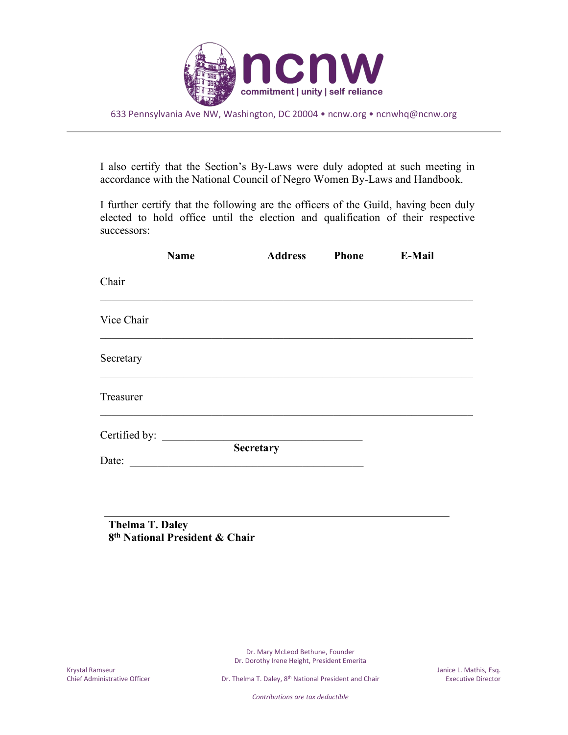I also certify that the Section's By-Laws were duly adopted at such meeting in accordance with the National Council of Negro Women By-Laws and Handbook.

I further certify that the following are the officers of the Guild, having been duly elected to hold office until the election and qualification of their respective successors:

| | Name | Address | Phone | E-Mail |
|---|---|---|---|---|
| Chair | | | | |
| Vice Chair | | | | |
| Secretary | | | | |
| Treasurer | | | | |

Certified by: ___________________________________

**Secretary**

Date: ___________________________________

___________________________________________________________

**Thelma T. Daley**
**8th National President & Chair**

Dr. Mary McLeod Bethune, Founder
Dr. Dorothy Irene Height, President Emerita
Dr. Thelma T. Daley, 8th National President and Chair

Krystal Ramseur
Chief Administrative Officer

Janice L. Mathis, Esq.
Executive Director

*Contributions are tax deductible*